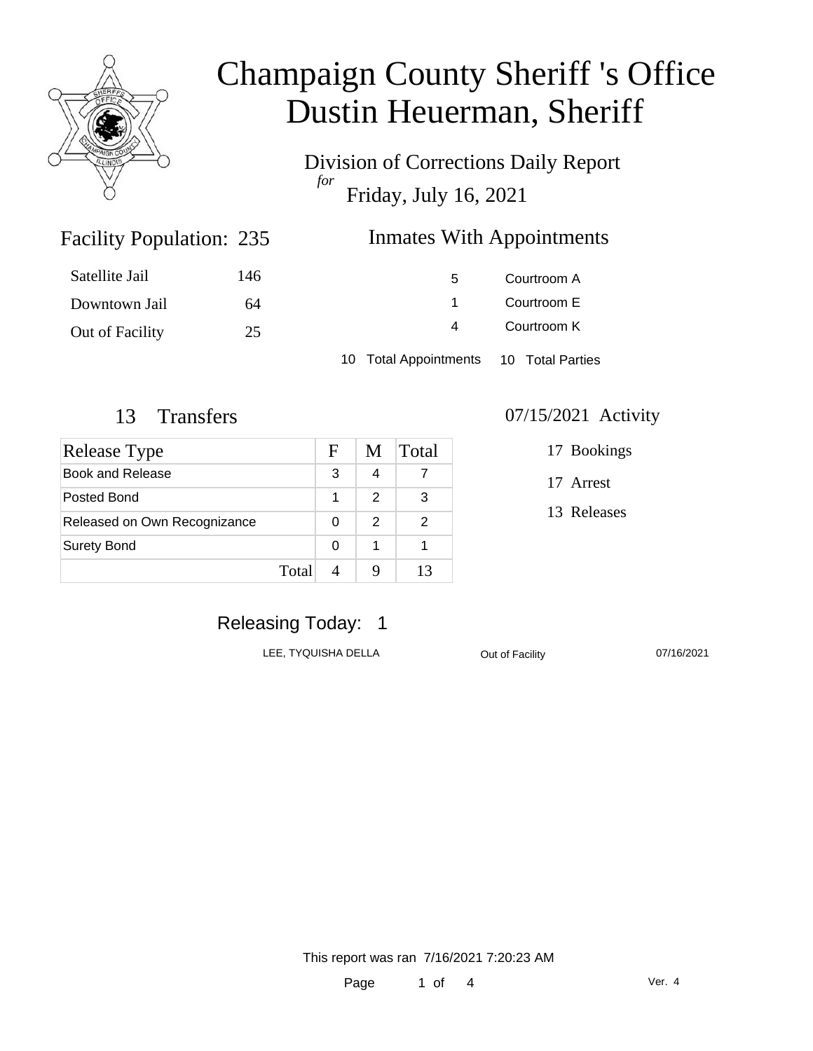# Champaign County Sheriff 's Office
# Dustin Heuerman, Sheriff

Division of Corrections Daily Report
*for*
Friday, July 16, 2021

## Facility Population: 235

| | |
|---|---|
| Satellite Jail | 146 |
| Downtown Jail | 64 |
| Out of Facility | 25 |

## Inmates With Appointments

| | |
|---|---|
| 5 | Courtroom A |
| 1 | Courtroom E |
| 4 | Courtroom K |

10 Total Appointments 10 Total Parties

## 13 Transfers

| Release Type | F | M | Total |
|---|---|---|---|
| Book and Release | 3 | 4 | 7 |
| Posted Bond | 1 | 2 | 3 |
| Released on Own Recognizance | 0 | 2 | 2 |
| Surety Bond | 0 | 1 | 1 |
| Total | 4 | 9 | 13 |

## 07/15/2021 Activity

17 Bookings

17 Arrest

13 Releases

## Releasing Today: 1

| | | |
|---|---|---|
| LEE, TYQUISHA DELLA | Out of Facility | 07/16/2021 |

This report was ran 7/16/2021 7:20:23 AM

Ver. 4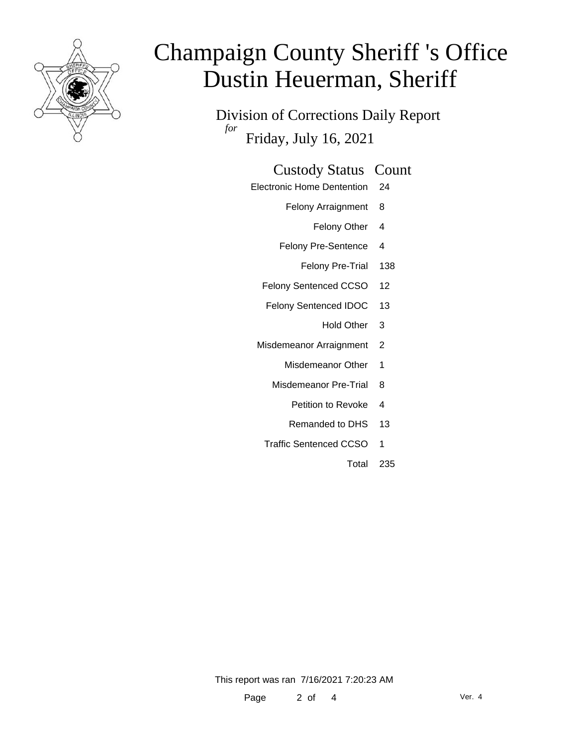# Champaign County Sheriff 's Office
# Dustin Heuerman, Sheriff

Division of Corrections Daily Report

*for*

Friday, July 16, 2021

| Custody Status | Count |
|---|---|
| Electronic Home Dentention | 24 |
| Felony Arraignment | 8 |
| Felony Other | 4 |
| Felony Pre-Sentence | 4 |
| Felony Pre-Trial | 138 |
| Felony Sentenced CCSO | 12 |
| Felony Sentenced IDOC | 13 |
| Hold Other | 3 |
| Misdemeanor Arraignment | 2 |
| Misdemeanor Other | 1 |
| Misdemeanor Pre-Trial | 8 |
| Petition to Revoke | 4 |
| Remanded to DHS | 13 |
| Traffic Sentenced CCSO | 1 |
| Total | 235 |

This report was ran 7/16/2021 7:20:23 AM

Ver. 4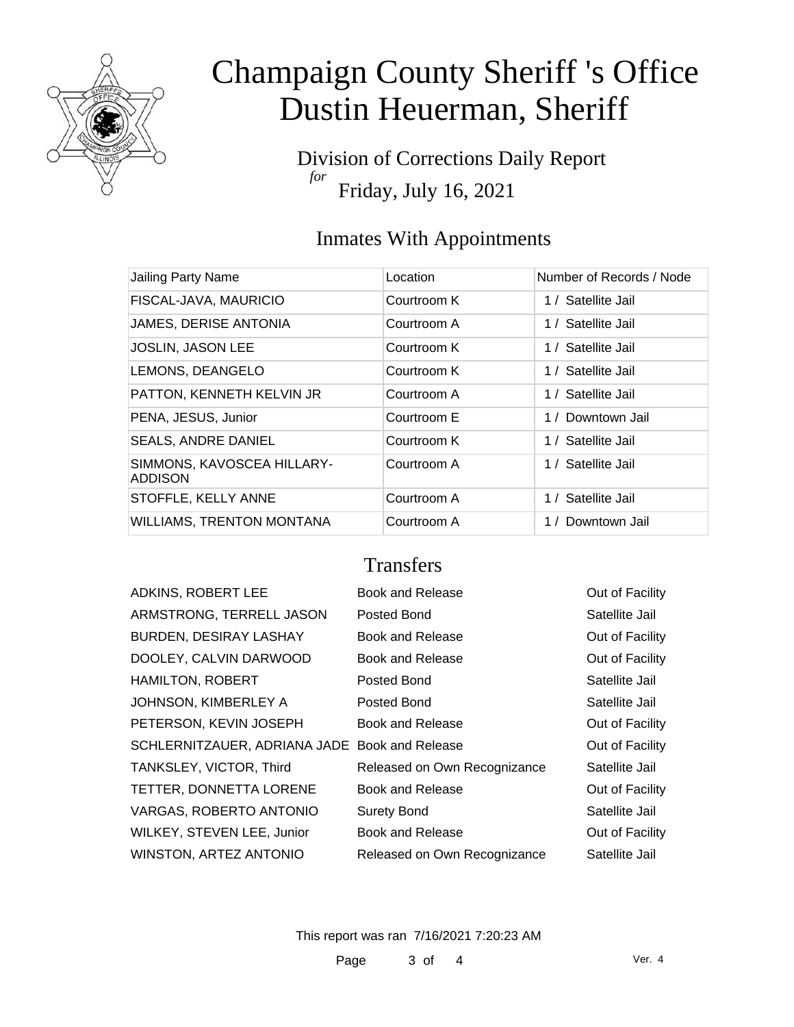# Champaign County Sheriff 's Office
# Dustin Heuerman, Sheriff

Division of Corrections Daily Report
*for*
Friday, July 16, 2021

## Inmates With Appointments

| Jailing Party Name | Location | Number of Records / Node |
|---|---|---|
| FISCAL-JAVA, MAURICIO | Courtroom K | 1 / Satellite Jail |
| JAMES, DERISE ANTONIA | Courtroom A | 1 / Satellite Jail |
| JOSLIN, JASON LEE | Courtroom K | 1 / Satellite Jail |
| LEMONS, DEANGELO | Courtroom K | 1 / Satellite Jail |
| PATTON, KENNETH KELVIN JR | Courtroom A | 1 / Satellite Jail |
| PENA, JESUS, Junior | Courtroom E | 1 / Downtown Jail |
| SEALS, ANDRE DANIEL | Courtroom K | 1 / Satellite Jail |
| SIMMONS, KAVOSCEA HILLARY-ADDISON | Courtroom A | 1 / Satellite Jail |
| STOFFLE, KELLY ANNE | Courtroom A | 1 / Satellite Jail |
| WILLIAMS, TRENTON MONTANA | Courtroom A | 1 / Downtown Jail |

## Transfers

| | | |
|---|---|---|
| ADKINS, ROBERT LEE | Book and Release | Out of Facility |
| ARMSTRONG, TERRELL JASON | Posted Bond | Satellite Jail |
| BURDEN, DESIRAY LASHAY | Book and Release | Out of Facility |
| DOOLEY, CALVIN DARWOOD | Book and Release | Out of Facility |
| HAMILTON, ROBERT | Posted Bond | Satellite Jail |
| JOHNSON, KIMBERLEY A | Posted Bond | Satellite Jail |
| PETERSON, KEVIN JOSEPH | Book and Release | Out of Facility |
| SCHLERNITZAUER, ADRIANA JADE | Book and Release | Out of Facility |
| TANKSLEY, VICTOR, Third | Released on Own Recognizance | Satellite Jail |
| TETTER, DONNETTA LORENE | Book and Release | Out of Facility |
| VARGAS, ROBERTO ANTONIO | Surety Bond | Satellite Jail |
| WILKEY, STEVEN LEE, Junior | Book and Release | Out of Facility |
| WINSTON, ARTEZ ANTONIO | Released on Own Recognizance | Satellite Jail |

This report was ran 7/16/2021 7:20:23 AM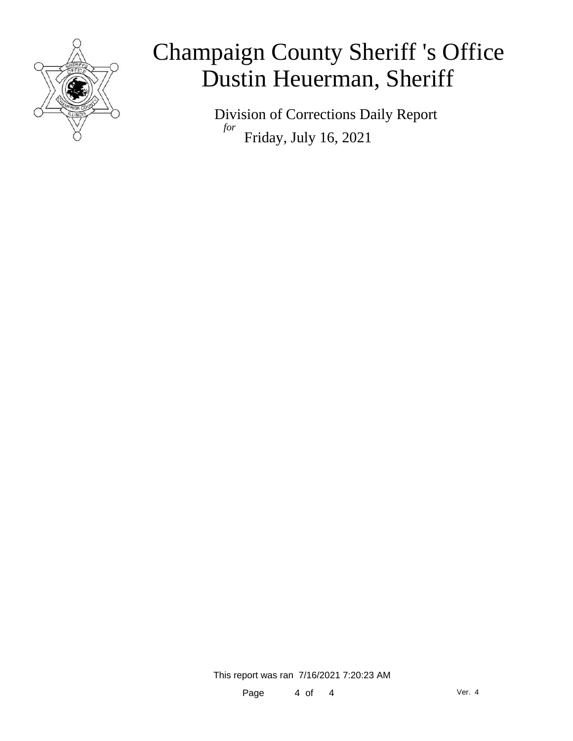# Champaign County Sheriff 's Office
# Dustin Heuerman, Sheriff

Division of Corrections Daily Report

*for* Friday, July 16, 2021

This report was ran 7/16/2021 7:20:23 AM

Ver. 4